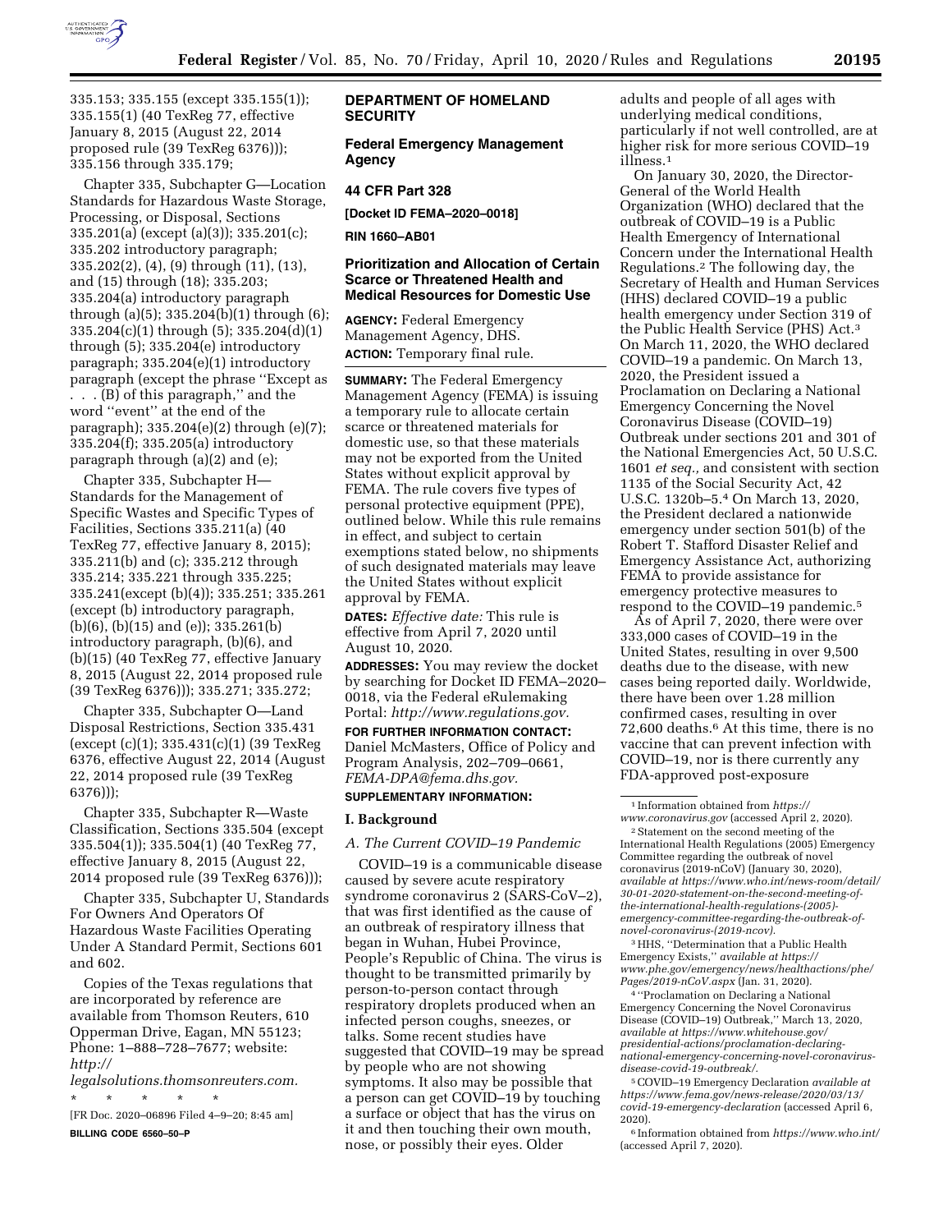335.153; 335.155 (except 335.155(1)); 335.155(1) (40 TexReg 77, effective January 8, 2015 (August 22, 2014 proposed rule (39 TexReg 6376))); 335.156 through 335.179;

Chapter 335, Subchapter G—Location Standards for Hazardous Waste Storage, Processing, or Disposal, Sections 335.201(a) (except (a)(3)); 335.201(c); 335.202 introductory paragraph; 335.202(2), (4), (9) through (11), (13), and (15) through (18); 335.203; 335.204(a) introductory paragraph through (a)(5); 335.204(b)(1) through (6); 335.204(c)(1) through (5); 335.204(d)(1) through (5); 335.204(e) introductory paragraph; 335.204(e)(1) introductory paragraph (except the phrase ''Except as . . . (B) of this paragraph,'' and the word ''event'' at the end of the paragraph); 335.204(e)(2) through (e)(7); 335.204(f); 335.205(a) introductory paragraph through (a)(2) and (e);

Chapter 335, Subchapter H—Standards for the Management of Specific Wastes and Specific Types of Facilities, Sections 335.211(a) (40 TexReg 77, effective January 8, 2015); 335.211(b) and (c); 335.212 through 335.214; 335.221 through 335.225; 335.241(except (b)(4)); 335.251; 335.261 (except (b) introductory paragraph, (b)(6), (b)(15) and (e)); 335.261(b) introductory paragraph, (b)(6), and (b)(15) (40 TexReg 77, effective January 8, 2015 (August 22, 2014 proposed rule (39 TexReg 6376))); 335.271; 335.272;

Chapter 335, Subchapter O—Land Disposal Restrictions, Section 335.431 (except (c)(1); 335.431(c)(1) (39 TexReg 6376, effective August 22, 2014 (August 22, 2014 proposed rule (39 TexReg 6376)));

Chapter 335, Subchapter R—Waste Classification, Sections 335.504 (except 335.504(1)); 335.504(1) (40 TexReg 77, effective January 8, 2015 (August 22, 2014 proposed rule (39 TexReg 6376)));

Chapter 335, Subchapter U, Standards For Owners And Operators Of Hazardous Waste Facilities Operating Under A Standard Permit, Sections 601 and 602.

Copies of the Texas regulations that are incorporated by reference are available from Thomson Reuters, 610 Opperman Drive, Eagan, MN 55123; Phone: 1–888–728–7677; website: *http://legalsolutions.thomsonreuters.com.*

\* \* \* \* \*

[FR Doc. 2020–06896 Filed 4–9–20; 8:45 am]

**BILLING CODE 6560–50–P**

**DEPARTMENT OF HOMELAND SECURITY**

**Federal Emergency Management Agency**

**44 CFR Part 328**

**[Docket ID FEMA–2020–0018]**

**RIN 1660–AB01**

## Prioritization and Allocation of Certain Scarce or Threatened Health and Medical Resources for Domestic Use

**AGENCY:** Federal Emergency Management Agency, DHS.

**ACTION:** Temporary final rule.

**SUMMARY:** The Federal Emergency Management Agency (FEMA) is issuing a temporary rule to allocate certain scarce or threatened materials for domestic use, so that these materials may not be exported from the United States without explicit approval by FEMA. The rule covers five types of personal protective equipment (PPE), outlined below. While this rule remains in effect, and subject to certain exemptions stated below, no shipments of such designated materials may leave the United States without explicit approval by FEMA.

**DATES:** *Effective date:* This rule is effective from April 7, 2020 until August 10, 2020.

**ADDRESSES:** You may review the docket by searching for Docket ID FEMA–2020–0018, via the Federal eRulemaking Portal: *http://www.regulations.gov.*

**FOR FURTHER INFORMATION CONTACT:** Daniel McMasters, Office of Policy and Program Analysis, 202–709–0661, *FEMA-DPA@fema.dhs.gov.*

**SUPPLEMENTARY INFORMATION:**

## I. Background

### *A. The Current COVID–19 Pandemic*

COVID–19 is a communicable disease caused by severe acute respiratory syndrome coronavirus 2 (SARS-CoV–2), that was first identified as the cause of an outbreak of respiratory illness that began in Wuhan, Hubei Province, People's Republic of China. The virus is thought to be transmitted primarily by person-to-person contact through respiratory droplets produced when an infected person coughs, sneezes, or talks. Some recent studies have suggested that COVID–19 may be spread by people who are not showing symptoms. It also may be possible that a person can get COVID–19 by touching a surface or object that has the virus on it and then touching their own mouth, nose, or possibly their eyes. Older adults and people of all ages with underlying medical conditions, particularly if not well controlled, are at higher risk for more serious COVID–19 illness.[1]

On January 30, 2020, the Director-General of the World Health Organization (WHO) declared that the outbreak of COVID–19 is a Public Health Emergency of International Concern under the International Health Regulations.[2] The following day, the Secretary of Health and Human Services (HHS) declared COVID–19 a public health emergency under Section 319 of the Public Health Service (PHS) Act.[3] On March 11, 2020, the WHO declared COVID–19 a pandemic. On March 13, 2020, the President issued a Proclamation on Declaring a National Emergency Concerning the Novel Coronavirus Disease (COVID–19) Outbreak under sections 201 and 301 of the National Emergencies Act, 50 U.S.C. 1601 *et seq.*, and consistent with section 1135 of the Social Security Act, 42 U.S.C. 1320b–5.[4] On March 13, 2020, the President declared a nationwide emergency under section 501(b) of the Robert T. Stafford Disaster Relief and Emergency Assistance Act, authorizing FEMA to provide assistance for emergency protective measures to respond to the COVID–19 pandemic.[5]

As of April 7, 2020, there were over 333,000 cases of COVID–19 in the United States, resulting in over 9,500 deaths due to the disease, with new cases being reported daily. Worldwide, there have been over 1.28 million confirmed cases, resulting in over 72,600 deaths.[6] At this time, there is no vaccine that can prevent infection with COVID–19, nor is there currently any FDA-approved post-exposure

[1] Information obtained from *https://www.coronavirus.gov* (accessed April 2, 2020).

[2] Statement on the second meeting of the International Health Regulations (2005) Emergency Committee regarding the outbreak of novel coronavirus (2019-nCoV) (January 30, 2020), *available at https://www.who.int/news-room/detail/30-01-2020-statement-on-the-second-meeting-of-the-international-health-regulations-(2005)-emergency-committee-regarding-the-outbreak-of-novel-coronavirus-(2019-ncov).*

[3] HHS, ''Determination that a Public Health Emergency Exists,'' *available at https://www.phe.gov/emergency/news/healthactions/phe/Pages/2019-nCoV.aspx* (Jan. 31, 2020).

[4] ''Proclamation on Declaring a National Emergency Concerning the Novel Coronavirus Disease (COVID–19) Outbreak,'' March 13, 2020, *available at https://www.whitehouse.gov/presidential-actions/proclamation-declaring-national-emergency-concerning-novel-coronavirus-disease-covid-19-outbreak/.*

[5] COVID–19 Emergency Declaration *available at https://www.fema.gov/news-release/2020/03/13/covid-19-emergency-declaration* (accessed April 6, 2020).

[6] Information obtained from *https://www.who.int/* (accessed April 7, 2020).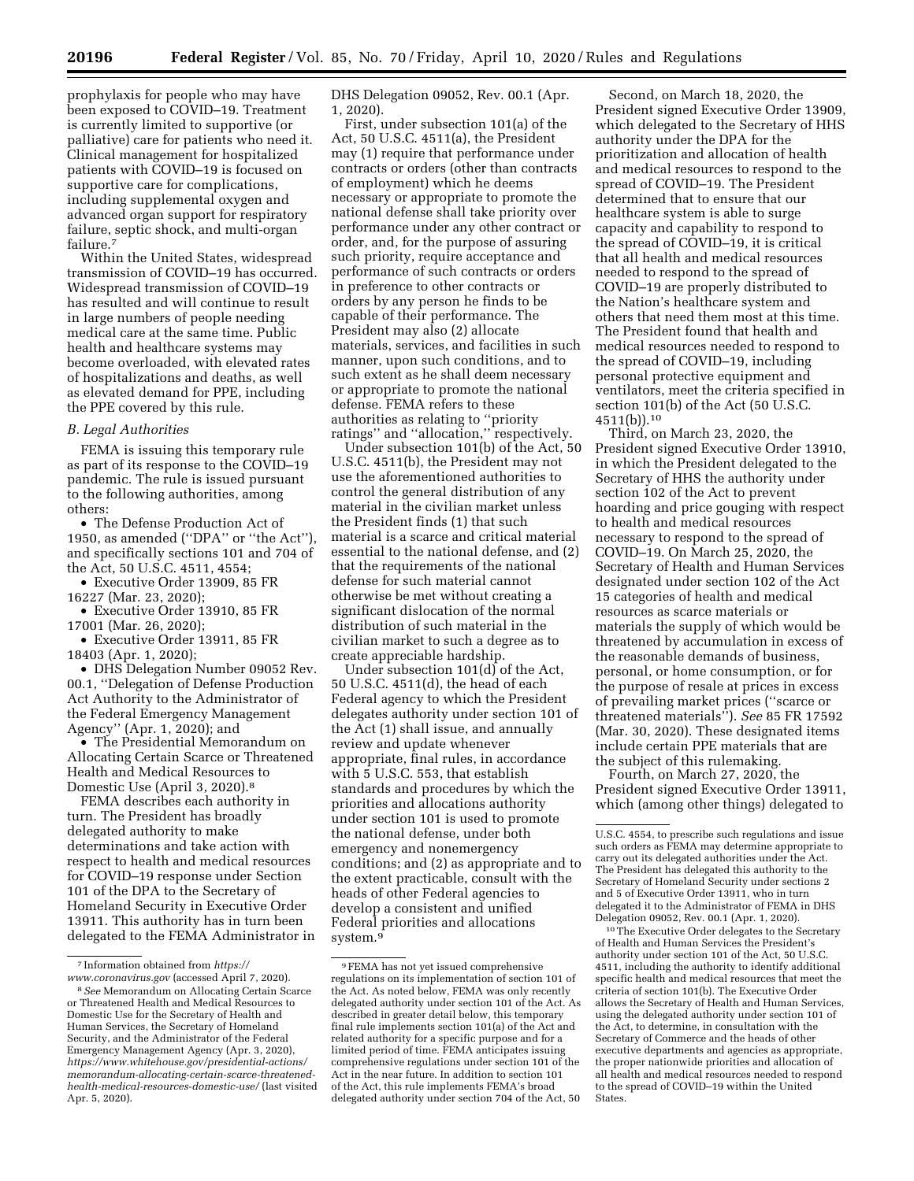prophylaxis for people who may have been exposed to COVID–19. Treatment is currently limited to supportive (or palliative) care for patients who need it. Clinical management for hospitalized patients with COVID–19 is focused on supportive care for complications, including supplemental oxygen and advanced organ support for respiratory failure, septic shock, and multi-organ failure.[7]

Within the United States, widespread transmission of COVID–19 has occurred. Widespread transmission of COVID–19 has resulted and will continue to result in large numbers of people needing medical care at the same time. Public health and healthcare systems may become overloaded, with elevated rates of hospitalizations and deaths, as well as elevated demand for PPE, including the PPE covered by this rule.

### *B. Legal Authorities*

FEMA is issuing this temporary rule as part of its response to the COVID–19 pandemic. The rule is issued pursuant to the following authorities, among others:

- The Defense Production Act of 1950, as amended (''DPA'' or ''the Act''), and specifically sections 101 and 704 of the Act, 50 U.S.C. 4511, 4554;
- Executive Order 13909, 85 FR 16227 (Mar. 23, 2020);
- Executive Order 13910, 85 FR 17001 (Mar. 26, 2020);
- Executive Order 13911, 85 FR 18403 (Apr. 1, 2020);
- DHS Delegation Number 09052 Rev. 00.1, ''Delegation of Defense Production Act Authority to the Administrator of the Federal Emergency Management Agency'' (Apr. 1, 2020); and
- The Presidential Memorandum on Allocating Certain Scarce or Threatened Health and Medical Resources to Domestic Use (April 3, 2020).[8]

FEMA describes each authority in turn. The President has broadly delegated authority to make determinations and take action with respect to health and medical resources for COVID–19 response under Section 101 of the DPA to the Secretary of Homeland Security in Executive Order 13911. This authority has in turn been delegated to the FEMA Administrator in DHS Delegation 09052, Rev. 00.1 (Apr. 1, 2020).

First, under subsection 101(a) of the Act, 50 U.S.C. 4511(a), the President may (1) require that performance under contracts or orders (other than contracts of employment) which he deems necessary or appropriate to promote the national defense shall take priority over performance under any other contract or order, and, for the purpose of assuring such priority, require acceptance and performance of such contracts or orders in preference to other contracts or orders by any person he finds to be capable of their performance. The President may also (2) allocate materials, services, and facilities in such manner, upon such conditions, and to such extent as he shall deem necessary or appropriate to promote the national defense. FEMA refers to these authorities as relating to ''priority ratings'' and ''allocation,'' respectively.

Under subsection 101(b) of the Act, 50 U.S.C. 4511(b), the President may not use the aforementioned authorities to control the general distribution of any material in the civilian market unless the President finds (1) that such material is a scarce and critical material essential to the national defense, and (2) that the requirements of the national defense for such material cannot otherwise be met without creating a significant dislocation of the normal distribution of such material in the civilian market to such a degree as to create appreciable hardship.

Under subsection 101(d) of the Act, 50 U.S.C. 4511(d), the head of each Federal agency to which the President delegates authority under section 101 of the Act (1) shall issue, and annually review and update whenever appropriate, final rules, in accordance with 5 U.S.C. 553, that establish standards and procedures by which the priorities and allocations authority under section 101 is used to promote the national defense, under both emergency and nonemergency conditions; and (2) as appropriate and to the extent practicable, consult with the heads of other Federal agencies to develop a consistent and unified Federal priorities and allocations system.[9]

Second, on March 18, 2020, the President signed Executive Order 13909, which delegated to the Secretary of HHS authority under the DPA for the prioritization and allocation of health and medical resources to respond to the spread of COVID–19. The President determined that to ensure that our healthcare system is able to surge capacity and capability to respond to the spread of COVID–19, it is critical that all health and medical resources needed to respond to the spread of COVID–19 are properly distributed to the Nation's healthcare system and others that need them most at this time. The President found that health and medical resources needed to respond to the spread of COVID–19, including personal protective equipment and ventilators, meet the criteria specified in section 101(b) of the Act (50 U.S.C. 4511(b)).[10]

Third, on March 23, 2020, the President signed Executive Order 13910, in which the President delegated to the Secretary of HHS the authority under section 102 of the Act to prevent hoarding and price gouging with respect to health and medical resources necessary to respond to the spread of COVID–19. On March 25, 2020, the Secretary of Health and Human Services designated under section 102 of the Act 15 categories of health and medical resources as scarce materials or materials the supply of which would be threatened by accumulation in excess of the reasonable demands of business, personal, or home consumption, or for the purpose of resale at prices in excess of prevailing market prices (''scarce or threatened materials''). *See* 85 FR 17592 (Mar. 30, 2020). These designated items include certain PPE materials that are the subject of this rulemaking.

Fourth, on March 27, 2020, the President signed Executive Order 13911, which (among other things) delegated to

---

[7] Information obtained from *https://www.coronavirus.gov* (accessed April 7, 2020).

[8] *See* Memorandum on Allocating Certain Scarce or Threatened Health and Medical Resources to Domestic Use for the Secretary of Health and Human Services, the Secretary of Homeland Security, and the Administrator of the Federal Emergency Management Agency (Apr. 3, 2020), *https://www.whitehouse.gov/presidential-actions/memorandum-allocating-certain-scarce-threatened-health-medical-resources-domestic-use/* (last visited Apr. 5, 2020).

[9] FEMA has not yet issued comprehensive regulations on its implementation of section 101 of the Act. As noted below, FEMA was only recently delegated authority under section 101 of the Act. As described in greater detail below, this temporary final rule implements section 101(a) of the Act and related authority for a specific purpose and for a limited period of time. FEMA anticipates issuing comprehensive regulations under section 101 of the Act in the near future. In addition to section 101 of the Act, this rule implements FEMA's broad delegated authority under section 704 of the Act, 50 U.S.C. 4554, to prescribe such regulations and issue such orders as FEMA may determine appropriate to carry out its delegated authorities under the Act. The President has delegated this authority to the Secretary of Homeland Security under sections 2 and 5 of Executive Order 13911, who in turn delegated it to the Administrator of FEMA in DHS Delegation 09052, Rev. 00.1 (Apr. 1, 2020).

[10] The Executive Order delegates to the Secretary of Health and Human Services the President's authority under section 101 of the Act, 50 U.S.C. 4511, including the authority to identify additional specific health and medical resources that meet the criteria of section 101(b). The Executive Order allows the Secretary of Health and Human Services, using the delegated authority under section 101 of the Act, to determine, in consultation with the Secretary of Commerce and the heads of other executive departments and agencies as appropriate, the proper nationwide priorities and allocation of all health and medical resources needed to respond to the spread of COVID–19 within the United States.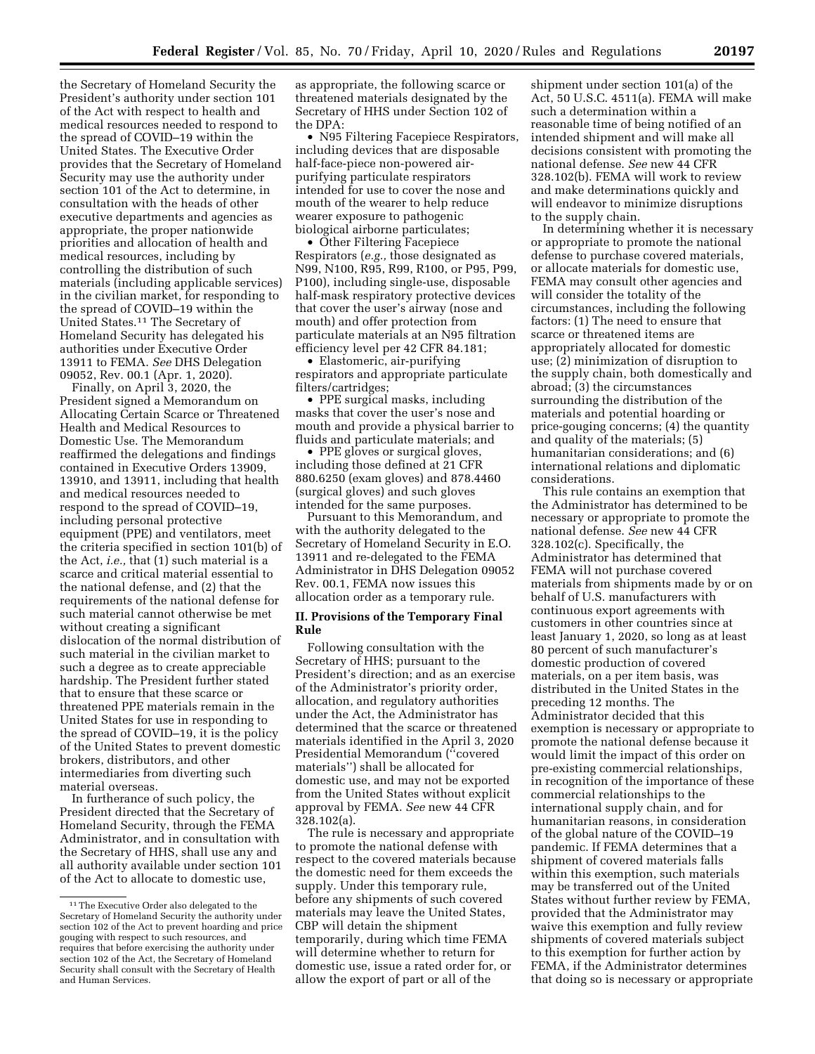the Secretary of Homeland Security the President's authority under section 101 of the Act with respect to health and medical resources needed to respond to the spread of COVID–19 within the United States. The Executive Order provides that the Secretary of Homeland Security may use the authority under section 101 of the Act to determine, in consultation with the heads of other executive departments and agencies as appropriate, the proper nationwide priorities and allocation of health and medical resources, including by controlling the distribution of such materials (including applicable services) in the civilian market, for responding to the spread of COVID–19 within the United States.[11] The Secretary of Homeland Security has delegated his authorities under Executive Order 13911 to FEMA. *See* DHS Delegation 09052, Rev. 00.1 (Apr. 1, 2020).

Finally, on April 3, 2020, the President signed a Memorandum on Allocating Certain Scarce or Threatened Health and Medical Resources to Domestic Use. The Memorandum reaffirmed the delegations and findings contained in Executive Orders 13909, 13910, and 13911, including that health and medical resources needed to respond to the spread of COVID–19, including personal protective equipment (PPE) and ventilators, meet the criteria specified in section 101(b) of the Act, *i.e.,* that (1) such material is a scarce and critical material essential to the national defense, and (2) that the requirements of the national defense for such material cannot otherwise be met without creating a significant dislocation of the normal distribution of such material in the civilian market to such a degree as to create appreciable hardship. The President further stated that to ensure that these scarce or threatened PPE materials remain in the United States for use in responding to the spread of COVID–19, it is the policy of the United States to prevent domestic brokers, distributors, and other intermediaries from diverting such material overseas.

In furtherance of such policy, the President directed that the Secretary of Homeland Security, through the FEMA Administrator, and in consultation with the Secretary of HHS, shall use any and all authority available under section 101 of the Act to allocate to domestic use, as appropriate, the following scarce or threatened materials designated by the Secretary of HHS under Section 102 of the DPA:

- N95 Filtering Facepiece Respirators, including devices that are disposable half-face-piece non-powered air-purifying particulate respirators intended for use to cover the nose and mouth of the wearer to help reduce wearer exposure to pathogenic biological airborne particulates;
- Other Filtering Facepiece Respirators (*e.g.,* those designated as N99, N100, R95, R99, R100, or P95, P99, P100), including single-use, disposable half-mask respiratory protective devices that cover the user's airway (nose and mouth) and offer protection from particulate materials at an N95 filtration efficiency level per 42 CFR 84.181;
- Elastomeric, air-purifying respirators and appropriate particulate filters/cartridges;
- PPE surgical masks, including masks that cover the user's nose and mouth and provide a physical barrier to fluids and particulate materials; and
- PPE gloves or surgical gloves, including those defined at 21 CFR 880.6250 (exam gloves) and 878.4460 (surgical gloves) and such gloves intended for the same purposes.

Pursuant to this Memorandum, and with the authority delegated to the Secretary of Homeland Security in E.O. 13911 and re-delegated to the FEMA Administrator in DHS Delegation 09052 Rev. 00.1, FEMA now issues this allocation order as a temporary rule.

## II. Provisions of the Temporary Final Rule

Following consultation with the Secretary of HHS; pursuant to the President's direction; and as an exercise of the Administrator's priority order, allocation, and regulatory authorities under the Act, the Administrator has determined that the scarce or threatened materials identified in the April 3, 2020 Presidential Memorandum ("covered materials") shall be allocated for domestic use, and may not be exported from the United States without explicit approval by FEMA. *See* new 44 CFR 328.102(a).

The rule is necessary and appropriate to promote the national defense with respect to the covered materials because the domestic need for them exceeds the supply. Under this temporary rule, before any shipments of such covered materials may leave the United States, CBP will detain the shipment temporarily, during which time FEMA will determine whether to return for domestic use, issue a rated order for, or allow the export of part or all of the shipment under section 101(a) of the Act, 50 U.S.C. 4511(a). FEMA will make such a determination within a reasonable time of being notified of an intended shipment and will make all decisions consistent with promoting the national defense. *See* new 44 CFR 328.102(b). FEMA will work to review and make determinations quickly and will endeavor to minimize disruptions to the supply chain.

In determining whether it is necessary or appropriate to promote the national defense to purchase covered materials, or allocate materials for domestic use, FEMA may consult other agencies and will consider the totality of the circumstances, including the following factors: (1) The need to ensure that scarce or threatened items are appropriately allocated for domestic use; (2) minimization of disruption to the supply chain, both domestically and abroad; (3) the circumstances surrounding the distribution of the materials and potential hoarding or price-gouging concerns; (4) the quantity and quality of the materials; (5) humanitarian considerations; and (6) international relations and diplomatic considerations.

This rule contains an exemption that the Administrator has determined to be necessary or appropriate to promote the national defense. *See* new 44 CFR 328.102(c). Specifically, the Administrator has determined that FEMA will not purchase covered materials from shipments made by or on behalf of U.S. manufacturers with continuous export agreements with customers in other countries since at least January 1, 2020, so long as at least 80 percent of such manufacturer's domestic production of covered materials, on a per item basis, was distributed in the United States in the preceding 12 months. The Administrator decided that this exemption is necessary or appropriate to promote the national defense because it would limit the impact of this order on pre-existing commercial relationships, in recognition of the importance of these commercial relationships to the international supply chain, and for humanitarian reasons, in consideration of the global nature of the COVID–19 pandemic. If FEMA determines that a shipment of covered materials falls within this exemption, such materials may be transferred out of the United States without further review by FEMA, provided that the Administrator may waive this exemption and fully review shipments of covered materials subject to this exemption for further action by FEMA, if the Administrator determines that doing so is necessary or appropriate

[11] The Executive Order also delegated to the Secretary of Homeland Security the authority under section 102 of the Act to prevent hoarding and price gouging with respect to such resources, and requires that before exercising the authority under section 102 of the Act, the Secretary of Homeland Security shall consult with the Secretary of Health and Human Services.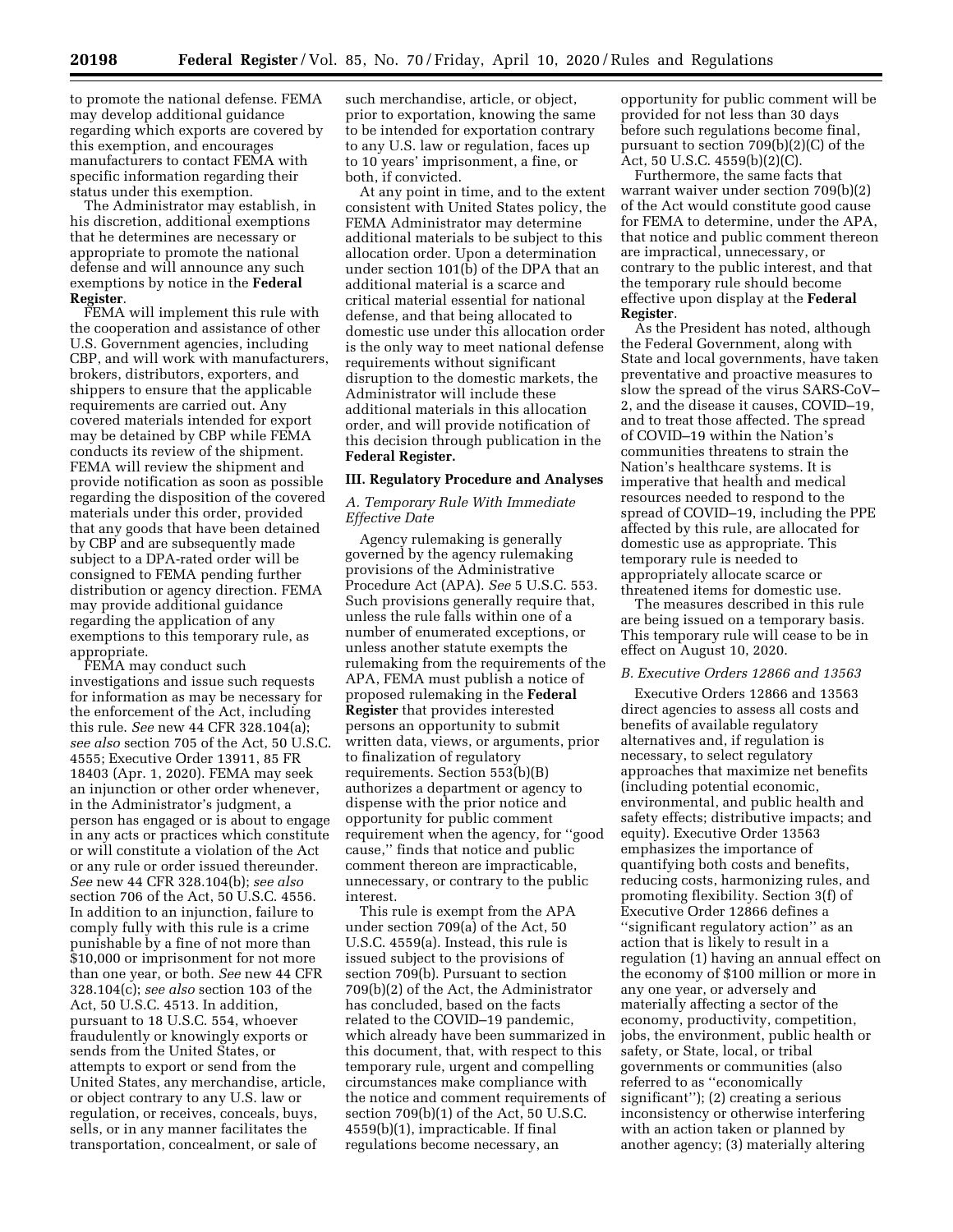to promote the national defense. FEMA may develop additional guidance regarding which exports are covered by this exemption, and encourages manufacturers to contact FEMA with specific information regarding their status under this exemption.

The Administrator may establish, in his discretion, additional exemptions that he determines are necessary or appropriate to promote the national defense and will announce any such exemptions by notice in the **Federal Register**.

FEMA will implement this rule with the cooperation and assistance of other U.S. Government agencies, including CBP, and will work with manufacturers, brokers, distributors, exporters, and shippers to ensure that the applicable requirements are carried out. Any covered materials intended for export may be detained by CBP while FEMA conducts its review of the shipment. FEMA will review the shipment and provide notification as soon as possible regarding the disposition of the covered materials under this order, provided that any goods that have been detained by CBP and are subsequently made subject to a DPA-rated order will be consigned to FEMA pending further distribution or agency direction. FEMA may provide additional guidance regarding the application of any exemptions to this temporary rule, as appropriate.

FEMA may conduct such investigations and issue such requests for information as may be necessary for the enforcement of the Act, including this rule. *See* new 44 CFR 328.104(a); *see also* section 705 of the Act, 50 U.S.C. 4555; Executive Order 13911, 85 FR 18403 (Apr. 1, 2020). FEMA may seek an injunction or other order whenever, in the Administrator's judgment, a person has engaged or is about to engage in any acts or practices which constitute or will constitute a violation of the Act or any rule or order issued thereunder. *See* new 44 CFR 328.104(b); *see also* section 706 of the Act, 50 U.S.C. 4556. In addition to an injunction, failure to comply fully with this rule is a crime punishable by a fine of not more than $10,000 or imprisonment for not more than one year, or both. *See* new 44 CFR 328.104(c); *see also* section 103 of the Act, 50 U.S.C. 4513. In addition, pursuant to 18 U.S.C. 554, whoever fraudulently or knowingly exports or sends from the United States, or attempts to export or send from the United States, any merchandise, article, or object contrary to any U.S. law or regulation, or receives, conceals, buys, sells, or in any manner facilitates the transportation, concealment, or sale of such merchandise, article, or object, prior to exportation, knowing the same to be intended for exportation contrary to any U.S. law or regulation, faces up to 10 years' imprisonment, a fine, or both, if convicted.

At any point in time, and to the extent consistent with United States policy, the FEMA Administrator may determine additional materials to be subject to this allocation order. Upon a determination under section 101(b) of the DPA that an additional material is a scarce and critical material essential for national defense, and that being allocated to domestic use under this allocation order is the only way to meet national defense requirements without significant disruption to the domestic markets, the Administrator will include these additional materials in this allocation order, and will provide notification of this decision through publication in the **Federal Register.**

## III. Regulatory Procedure and Analyses

### *A. Temporary Rule With Immediate Effective Date*

Agency rulemaking is generally governed by the agency rulemaking provisions of the Administrative Procedure Act (APA). *See* 5 U.S.C. 553. Such provisions generally require that, unless the rule falls within one of a number of enumerated exceptions, or unless another statute exempts the rulemaking from the requirements of the APA, FEMA must publish a notice of proposed rulemaking in the **Federal Register** that provides interested persons an opportunity to submit written data, views, or arguments, prior to finalization of regulatory requirements. Section 553(b)(B) authorizes a department or agency to dispense with the prior notice and opportunity for public comment requirement when the agency, for ''good cause,'' finds that notice and public comment thereon are impracticable, unnecessary, or contrary to the public interest.

This rule is exempt from the APA under section 709(a) of the Act, 50 U.S.C. 4559(a). Instead, this rule is issued subject to the provisions of section 709(b). Pursuant to section 709(b)(2) of the Act, the Administrator has concluded, based on the facts related to the COVID–19 pandemic, which already have been summarized in this document, that, with respect to this temporary rule, urgent and compelling circumstances make compliance with the notice and comment requirements of section 709(b)(1) of the Act, 50 U.S.C. 4559(b)(1), impracticable. If final regulations become necessary, an opportunity for public comment will be provided for not less than 30 days before such regulations become final, pursuant to section 709(b)(2)(C) of the Act, 50 U.S.C. 4559(b)(2)(C).

Furthermore, the same facts that warrant waiver under section 709(b)(2) of the Act would constitute good cause for FEMA to determine, under the APA, that notice and public comment thereon are impractical, unnecessary, or contrary to the public interest, and that the temporary rule should become effective upon display at the **Federal Register**.

As the President has noted, although the Federal Government, along with State and local governments, have taken preventative and proactive measures to slow the spread of the virus SARS-CoV–2, and the disease it causes, COVID–19, and to treat those affected. The spread of COVID–19 within the Nation's communities threatens to strain the Nation's healthcare systems. It is imperative that health and medical resources needed to respond to the spread of COVID–19, including the PPE affected by this rule, are allocated for domestic use as appropriate. This temporary rule is needed to appropriately allocate scarce or threatened items for domestic use.

The measures described in this rule are being issued on a temporary basis. This temporary rule will cease to be in effect on August 10, 2020.

### *B. Executive Orders 12866 and 13563*

Executive Orders 12866 and 13563 direct agencies to assess all costs and benefits of available regulatory alternatives and, if regulation is necessary, to select regulatory approaches that maximize net benefits (including potential economic, environmental, and public health and safety effects; distributive impacts; and equity). Executive Order 13563 emphasizes the importance of quantifying both costs and benefits, reducing costs, harmonizing rules, and promoting flexibility. Section 3(f) of Executive Order 12866 defines a ''significant regulatory action'' as an action that is likely to result in a regulation (1) having an annual effect on the economy of $100 million or more in any one year, or adversely and materially affecting a sector of the economy, productivity, competition, jobs, the environment, public health or safety, or State, local, or tribal governments or communities (also referred to as ''economically significant''); (2) creating a serious inconsistency or otherwise interfering with an action taken or planned by another agency; (3) materially altering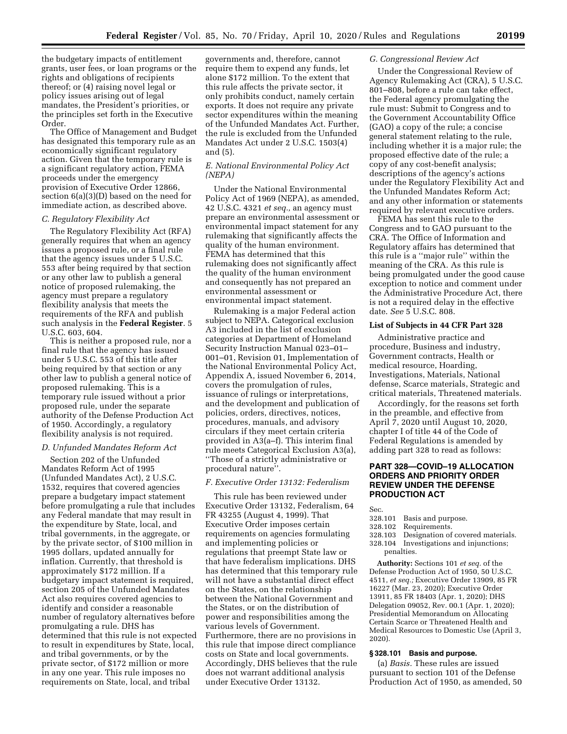the budgetary impacts of entitlement grants, user fees, or loan programs or the rights and obligations of recipients thereof; or (4) raising novel legal or policy issues arising out of legal mandates, the President's priorities, or the principles set forth in the Executive Order.

The Office of Management and Budget has designated this temporary rule as an economically significant regulatory action. Given that the temporary rule is a significant regulatory action, FEMA proceeds under the emergency provision of Executive Order 12866, section 6(a)(3)(D) based on the need for immediate action, as described above.

### C. Regulatory Flexibility Act

The Regulatory Flexibility Act (RFA) generally requires that when an agency issues a proposed rule, or a final rule that the agency issues under 5 U.S.C. 553 after being required by that section or any other law to publish a general notice of proposed rulemaking, the agency must prepare a regulatory flexibility analysis that meets the requirements of the RFA and publish such analysis in the **Federal Register**. 5 U.S.C. 603, 604.

This is neither a proposed rule, nor a final rule that the agency has issued under 5 U.S.C. 553 of this title after being required by that section or any other law to publish a general notice of proposed rulemaking. This is a temporary rule issued without a prior proposed rule, under the separate authority of the Defense Production Act of 1950. Accordingly, a regulatory flexibility analysis is not required.

### D. Unfunded Mandates Reform Act

Section 202 of the Unfunded Mandates Reform Act of 1995 (Unfunded Mandates Act), 2 U.S.C. 1532, requires that covered agencies prepare a budgetary impact statement before promulgating a rule that includes any Federal mandate that may result in the expenditure by State, local, and tribal governments, in the aggregate, or by the private sector, of $100 million in 1995 dollars, updated annually for inflation. Currently, that threshold is approximately $172 million. If a budgetary impact statement is required, section 205 of the Unfunded Mandates Act also requires covered agencies to identify and consider a reasonable number of regulatory alternatives before promulgating a rule. DHS has determined that this rule is not expected to result in expenditures by State, local, and tribal governments, or by the private sector, of $172 million or more in any one year. This rule imposes no requirements on State, local, and tribal governments and, therefore, cannot require them to expend any funds, let alone $172 million. To the extent that this rule affects the private sector, it only prohibits conduct, namely certain exports. It does not require any private sector expenditures within the meaning of the Unfunded Mandates Act. Further, the rule is excluded from the Unfunded Mandates Act under 2 U.S.C. 1503(4) and (5).

### E. National Environmental Policy Act (NEPA)

Under the National Environmental Policy Act of 1969 (NEPA), as amended, 42 U.S.C. 4321 *et seq.,* an agency must prepare an environmental assessment or environmental impact statement for any rulemaking that significantly affects the quality of the human environment. FEMA has determined that this rulemaking does not significantly affect the quality of the human environment and consequently has not prepared an environmental assessment or environmental impact statement.

Rulemaking is a major Federal action subject to NEPA. Categorical exclusion A3 included in the list of exclusion categories at Department of Homeland Security Instruction Manual 023–01–001–01, Revision 01, Implementation of the National Environmental Policy Act, Appendix A, issued November 6, 2014, covers the promulgation of rules, issuance of rulings or interpretations, and the development and publication of policies, orders, directives, notices, procedures, manuals, and advisory circulars if they meet certain criteria provided in A3(a–f). This interim final rule meets Categorical Exclusion A3(a), ''Those of a strictly administrative or procedural nature''.

### F. Executive Order 13132: Federalism

This rule has been reviewed under Executive Order 13132, Federalism, 64 FR 43255 (August 4, 1999). That Executive Order imposes certain requirements on agencies formulating and implementing policies or regulations that preempt State law or that have federalism implications. DHS has determined that this temporary rule will not have a substantial direct effect on the States, on the relationship between the National Government and the States, or on the distribution of power and responsibilities among the various levels of Government. Furthermore, there are no provisions in this rule that impose direct compliance costs on State and local governments. Accordingly, DHS believes that the rule does not warrant additional analysis under Executive Order 13132.

### G. Congressional Review Act

Under the Congressional Review of Agency Rulemaking Act (CRA), 5 U.S.C. 801–808, before a rule can take effect, the Federal agency promulgating the rule must: Submit to Congress and to the Government Accountability Office (GAO) a copy of the rule; a concise general statement relating to the rule, including whether it is a major rule; the proposed effective date of the rule; a copy of any cost-benefit analysis; descriptions of the agency's actions under the Regulatory Flexibility Act and the Unfunded Mandates Reform Act; and any other information or statements required by relevant executive orders.

FEMA has sent this rule to the Congress and to GAO pursuant to the CRA. The Office of Information and Regulatory affairs has determined that this rule is a ''major rule'' within the meaning of the CRA. As this rule is being promulgated under the good cause exception to notice and comment under the Administrative Procedure Act, there is not a required delay in the effective date. *See* 5 U.S.C. 808.

**List of Subjects in 44 CFR Part 328**

Administrative practice and procedure, Business and industry, Government contracts, Health or medical resource, Hoarding, Investigations, Materials, National defense, Scarce materials, Strategic and critical materials, Threatened materials.

Accordingly, for the reasons set forth in the preamble, and effective from April 7, 2020 until August 10, 2020, chapter I of title 44 of the Code of Federal Regulations is amended by adding part 328 to read as follows:

## PART 328—COVID–19 ALLOCATION ORDERS AND PRIORITY ORDER REVIEW UNDER THE DEFENSE PRODUCTION ACT

Sec.
328.101 Basis and purpose.
328.102 Requirements.
328.103 Designation of covered materials.
328.104 Investigations and injunctions; penalties.

**Authority:** Sections 101 *et seq.* of the Defense Production Act of 1950, 50 U.S.C. 4511, *et seq.;* Executive Order 13909, 85 FR 16227 (Mar. 23, 2020); Executive Order 13911, 85 FR 18403 (Apr. 1, 2020); DHS Delegation 09052, Rev. 00.1 (Apr. 1, 2020); Presidential Memorandum on Allocating Certain Scarce or Threatened Health and Medical Resources to Domestic Use (April 3, 2020).

**§ 328.101 Basis and purpose.**

(a) *Basis.* These rules are issued pursuant to section 101 of the Defense Production Act of 1950, as amended, 50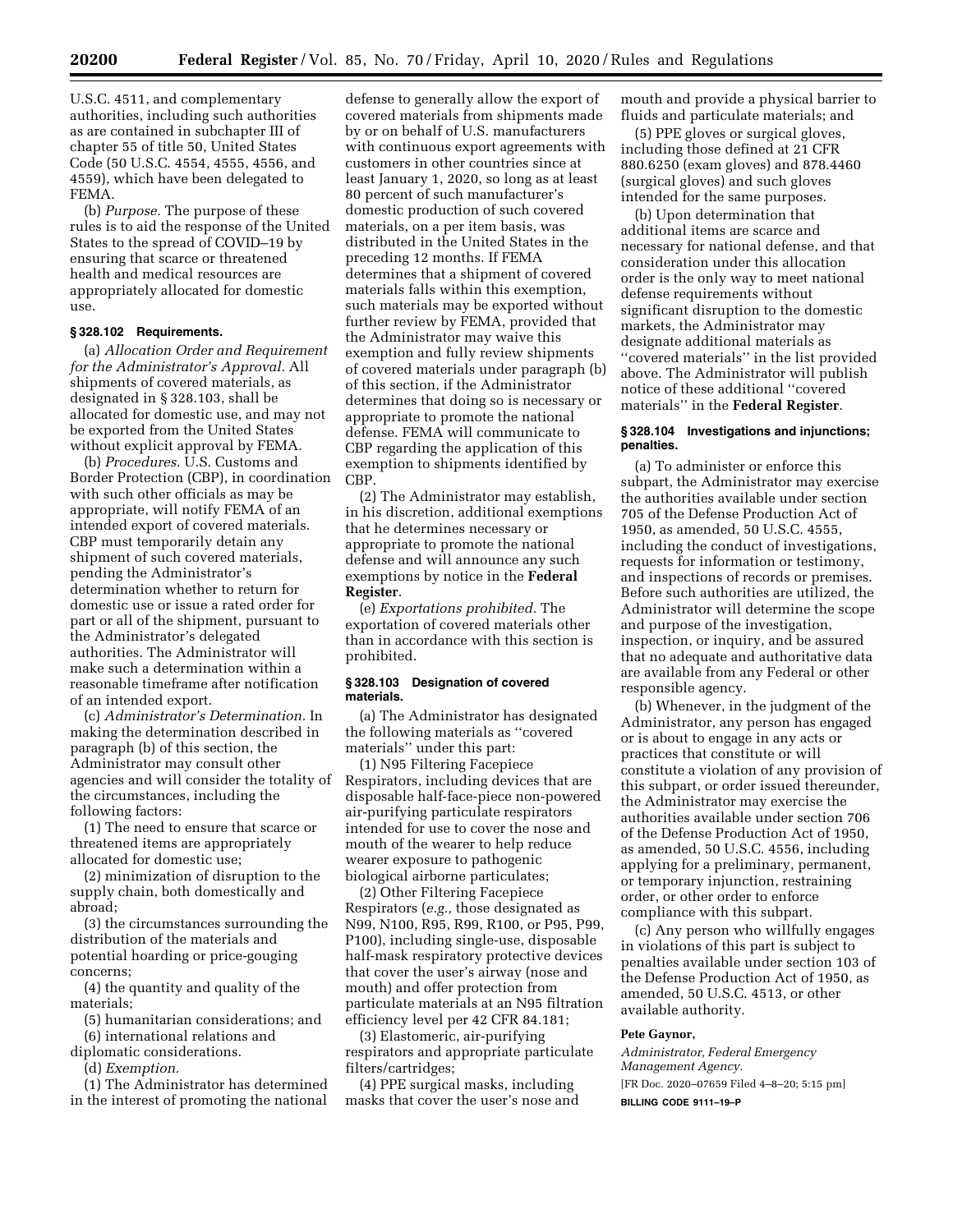U.S.C. 4511, and complementary authorities, including such authorities as are contained in subchapter III of chapter 55 of title 50, United States Code (50 U.S.C. 4554, 4555, 4556, and 4559), which have been delegated to FEMA.

(b) *Purpose.* The purpose of these rules is to aid the response of the United States to the spread of COVID–19 by ensuring that scarce or threatened health and medical resources are appropriately allocated for domestic use.

### § 328.102 Requirements.

(a) *Allocation Order and Requirement for the Administrator's Approval.* All shipments of covered materials, as designated in § 328.103, shall be allocated for domestic use, and may not be exported from the United States without explicit approval by FEMA.

(b) *Procedures.* U.S. Customs and Border Protection (CBP), in coordination with such other officials as may be appropriate, will notify FEMA of an intended export of covered materials. CBP must temporarily detain any shipment of such covered materials, pending the Administrator's determination whether to return for domestic use or issue a rated order for part or all of the shipment, pursuant to the Administrator's delegated authorities. The Administrator will make such a determination within a reasonable timeframe after notification of an intended export.

(c) *Administrator's Determination.* In making the determination described in paragraph (b) of this section, the Administrator may consult other agencies and will consider the totality of the circumstances, including the following factors:

(1) The need to ensure that scarce or threatened items are appropriately allocated for domestic use;

(2) minimization of disruption to the supply chain, both domestically and abroad;

(3) the circumstances surrounding the distribution of the materials and potential hoarding or price-gouging concerns;

(4) the quantity and quality of the materials;

(5) humanitarian considerations; and

(6) international relations and diplomatic considerations.

(d) *Exemption.*

(1) The Administrator has determined in the interest of promoting the national defense to generally allow the export of covered materials from shipments made by or on behalf of U.S. manufacturers with continuous export agreements with customers in other countries since at least January 1, 2020, so long as at least 80 percent of such manufacturer's domestic production of such covered materials, on a per item basis, was distributed in the United States in the preceding 12 months. If FEMA determines that a shipment of covered materials falls within this exemption, such materials may be exported without further review by FEMA, provided that the Administrator may waive this exemption and fully review shipments of covered materials under paragraph (b) of this section, if the Administrator determines that doing so is necessary or appropriate to promote the national defense. FEMA will communicate to CBP regarding the application of this exemption to shipments identified by CBP.

(2) The Administrator may establish, in his discretion, additional exemptions that he determines necessary or appropriate to promote the national defense and will announce any such exemptions by notice in the **Federal Register**.

(e) *Exportations prohibited.* The exportation of covered materials other than in accordance with this section is prohibited.

### § 328.103 Designation of covered materials.

(a) The Administrator has designated the following materials as ''covered materials'' under this part:

(1) N95 Filtering Facepiece Respirators, including devices that are disposable half-face-piece non-powered air-purifying particulate respirators intended for use to cover the nose and mouth of the wearer to help reduce wearer exposure to pathogenic biological airborne particulates;

(2) Other Filtering Facepiece Respirators (*e.g.,* those designated as N99, N100, R95, R99, R100, or P95, P99, P100), including single-use, disposable half-mask respiratory protective devices that cover the user's airway (nose and mouth) and offer protection from particulate materials at an N95 filtration efficiency level per 42 CFR 84.181;

(3) Elastomeric, air-purifying respirators and appropriate particulate filters/cartridges;

(4) PPE surgical masks, including masks that cover the user's nose and mouth and provide a physical barrier to fluids and particulate materials; and

(5) PPE gloves or surgical gloves, including those defined at 21 CFR 880.6250 (exam gloves) and 878.4460 (surgical gloves) and such gloves intended for the same purposes.

(b) Upon determination that additional items are scarce and necessary for national defense, and that consideration under this allocation order is the only way to meet national defense requirements without significant disruption to the domestic markets, the Administrator may designate additional materials as ''covered materials'' in the list provided above. The Administrator will publish notice of these additional ''covered materials'' in the **Federal Register**.

### § 328.104 Investigations and injunctions; penalties.

(a) To administer or enforce this subpart, the Administrator may exercise the authorities available under section 705 of the Defense Production Act of 1950, as amended, 50 U.S.C. 4555, including the conduct of investigations, requests for information or testimony, and inspections of records or premises. Before such authorities are utilized, the Administrator will determine the scope and purpose of the investigation, inspection, or inquiry, and be assured that no adequate and authoritative data are available from any Federal or other responsible agency.

(b) Whenever, in the judgment of the Administrator, any person has engaged or is about to engage in any acts or practices that constitute or will constitute a violation of any provision of this subpart, or order issued thereunder, the Administrator may exercise the authorities available under section 706 of the Defense Production Act of 1950, as amended, 50 U.S.C. 4556, including applying for a preliminary, permanent, or temporary injunction, restraining order, or other order to enforce compliance with this subpart.

(c) Any person who willfully engages in violations of this part is subject to penalties available under section 103 of the Defense Production Act of 1950, as amended, 50 U.S.C. 4513, or other available authority.

**Pete Gaynor,**

*Administrator, Federal Emergency Management Agency.*

[FR Doc. 2020–07659 Filed 4–8–20; 5:15 pm]

**BILLING CODE 9111–19–P**